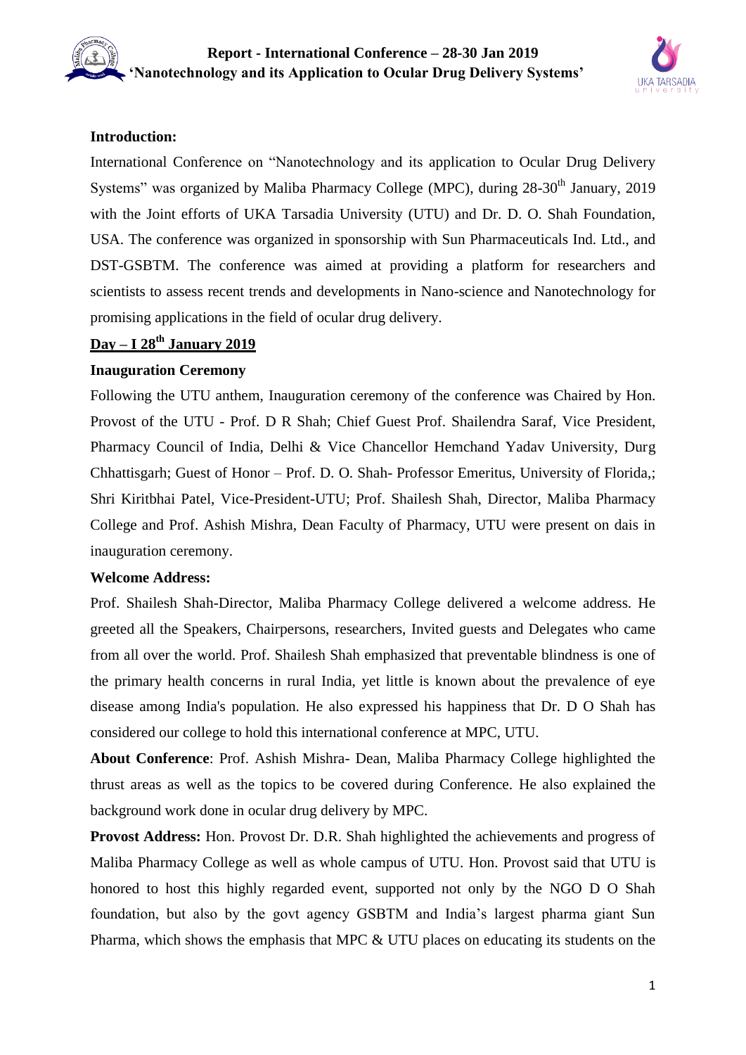## Introduction:

International Conference on "Nanotechnology and its application to Ocular Drug Delivery Systems" was organized by Maliba Pharmacy College (MPC), during 28-30th January, 2019 with the Joint efforts of UKA Tarsadia University (UTU) and Dr. D. O. Shah Foundation, USA. The conference was organized in sponsorship with Sun Pharmaceuticals Ind. Ltd., and DST-GSBTM. The conference was aimed at providing a platform for researchers and scientists to assess recent trends and developments in Nano-science and Nanotechnology for promising applications in the field of ocular drug delivery.

## Day – I 28th January 2019

### Inauguration Ceremony

Following the UTU anthem, Inauguration ceremony of the conference was Chaired by Hon. Provost of the UTU - Prof. D R Shah; Chief Guest Prof. Shailendra Saraf, Vice President, Pharmacy Council of India, Delhi & Vice Chancellor Hemchand Yadav University, Durg Chhattisgarh; Guest of Honor – Prof. D. O. Shah- Professor Emeritus, University of Florida,; Shri Kiritbhai Patel, Vice-President-UTU; Prof. Shailesh Shah, Director, Maliba Pharmacy College and Prof. Ashish Mishra, Dean Faculty of Pharmacy, UTU were present on dais in inauguration ceremony.

### Welcome Address:

Prof. Shailesh Shah-Director, Maliba Pharmacy College delivered a welcome address. He greeted all the Speakers, Chairpersons, researchers, Invited guests and Delegates who came from all over the world. Prof. Shailesh Shah emphasized that preventable blindness is one of the primary health concerns in rural India, yet little is known about the prevalence of eye disease among India's population. He also expressed his happiness that Dr. D O Shah has considered our college to hold this international conference at MPC, UTU.

**About Conference**: Prof. Ashish Mishra- Dean, Maliba Pharmacy College highlighted the thrust areas as well as the topics to be covered during Conference. He also explained the background work done in ocular drug delivery by MPC.

**Provost Address:** Hon. Provost Dr. D.R. Shah highlighted the achievements and progress of Maliba Pharmacy College as well as whole campus of UTU. Hon. Provost said that UTU is honored to host this highly regarded event, supported not only by the NGO D O Shah foundation, but also by the govt agency GSBTM and India's largest pharma giant Sun Pharma, which shows the emphasis that MPC & UTU places on educating its students on the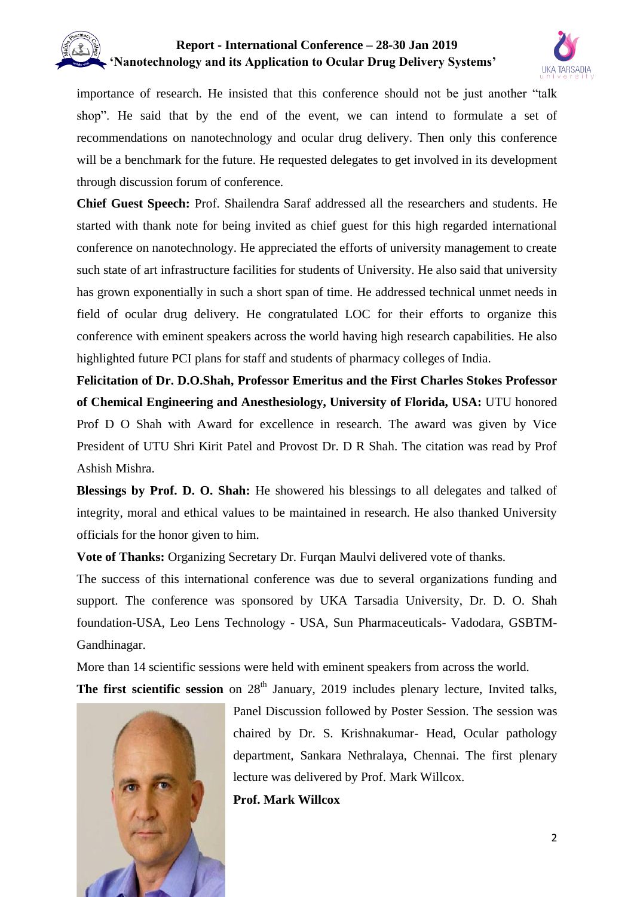importance of research. He insisted that this conference should not be just another "talk shop". He said that by the end of the event, we can intend to formulate a set of recommendations on nanotechnology and ocular drug delivery. Then only this conference will be a benchmark for the future. He requested delegates to get involved in its development through discussion forum of conference.

**Chief Guest Speech:** Prof. Shailendra Saraf addressed all the researchers and students. He started with thank note for being invited as chief guest for this high regarded international conference on nanotechnology. He appreciated the efforts of university management to create such state of art infrastructure facilities for students of University. He also said that university has grown exponentially in such a short span of time. He addressed technical unmet needs in field of ocular drug delivery. He congratulated LOC for their efforts to organize this conference with eminent speakers across the world having high research capabilities. He also highlighted future PCI plans for staff and students of pharmacy colleges of India.

**Felicitation of Dr. D.O.Shah, Professor Emeritus and the First Charles Stokes Professor of Chemical Engineering and Anesthesiology, University of Florida, USA:** UTU honored Prof D O Shah with Award for excellence in research. The award was given by Vice President of UTU Shri Kirit Patel and Provost Dr. D R Shah. The citation was read by Prof Ashish Mishra.

**Blessings by Prof. D. O. Shah:** He showered his blessings to all delegates and talked of integrity, moral and ethical values to be maintained in research. He also thanked University officials for the honor given to him.

**Vote of Thanks:** Organizing Secretary Dr. Furqan Maulvi delivered vote of thanks.

The success of this international conference was due to several organizations funding and support. The conference was sponsored by UKA Tarsadia University, Dr. D. O. Shah foundation-USA, Leo Lens Technology - USA, Sun Pharmaceuticals- Vadodara, GSBTM-Gandhinagar.

More than 14 scientific sessions were held with eminent speakers from across the world.

**The first scientific session** on 28th January, 2019 includes plenary lecture, Invited talks, Panel Discussion followed by Poster Session. The session was chaired by Dr. S. Krishnakumar- Head, Ocular pathology department, Sankara Nethralaya, Chennai. The first plenary lecture was delivered by Prof. Mark Willcox.

**Prof. Mark Willcox**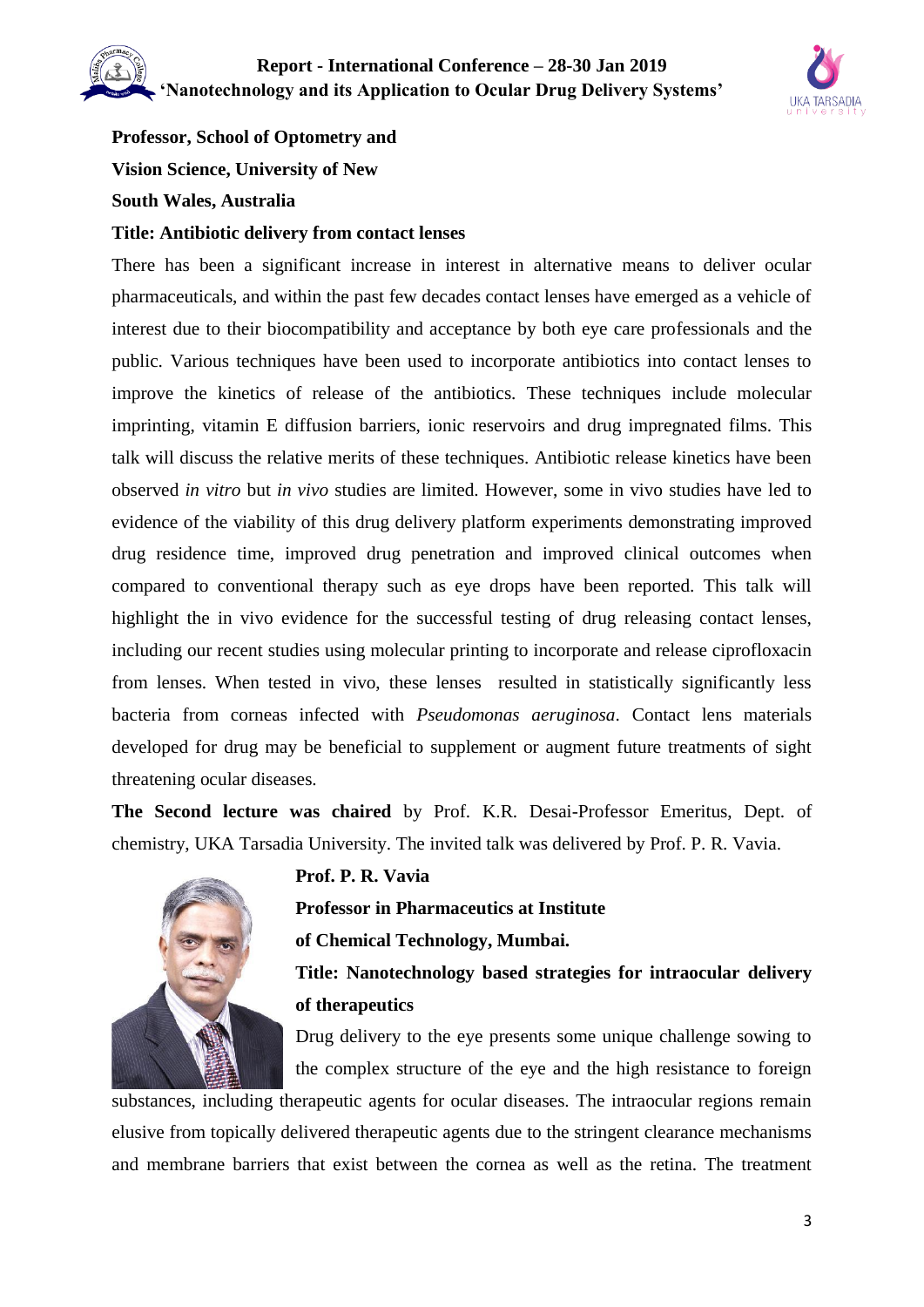**Professor, School of Optometry and**

**Vision Science, University of New**

**South Wales, Australia**

**Title: Antibiotic delivery from contact lenses**

There has been a significant increase in interest in alternative means to deliver ocular pharmaceuticals, and within the past few decades contact lenses have emerged as a vehicle of interest due to their biocompatibility and acceptance by both eye care professionals and the public. Various techniques have been used to incorporate antibiotics into contact lenses to improve the kinetics of release of the antibiotics. These techniques include molecular imprinting, vitamin E diffusion barriers, ionic reservoirs and drug impregnated films. This talk will discuss the relative merits of these techniques. Antibiotic release kinetics have been observed *in vitro* but *in vivo* studies are limited. However, some in vivo studies have led to evidence of the viability of this drug delivery platform experiments demonstrating improved drug residence time, improved drug penetration and improved clinical outcomes when compared to conventional therapy such as eye drops have been reported. This talk will highlight the in vivo evidence for the successful testing of drug releasing contact lenses, including our recent studies using molecular printing to incorporate and release ciprofloxacin from lenses. When tested in vivo, these lenses resulted in statistically significantly less bacteria from corneas infected with *Pseudomonas aeruginosa*. Contact lens materials developed for drug may be beneficial to supplement or augment future treatments of sight threatening ocular diseases.

**The Second lecture was chaired** by Prof. K.R. Desai-Professor Emeritus, Dept. of chemistry, UKA Tarsadia University. The invited talk was delivered by Prof. P. R. Vavia.

**Prof. P. R. Vavia**

**Professor in Pharmaceutics at Institute**

**of Chemical Technology, Mumbai.**

**Title: Nanotechnology based strategies for intraocular delivery of therapeutics**

Drug delivery to the eye presents some unique challenge sowing to the complex structure of the eye and the high resistance to foreign substances, including therapeutic agents for ocular diseases. The intraocular regions remain elusive from topically delivered therapeutic agents due to the stringent clearance mechanisms and membrane barriers that exist between the cornea as well as the retina. The treatment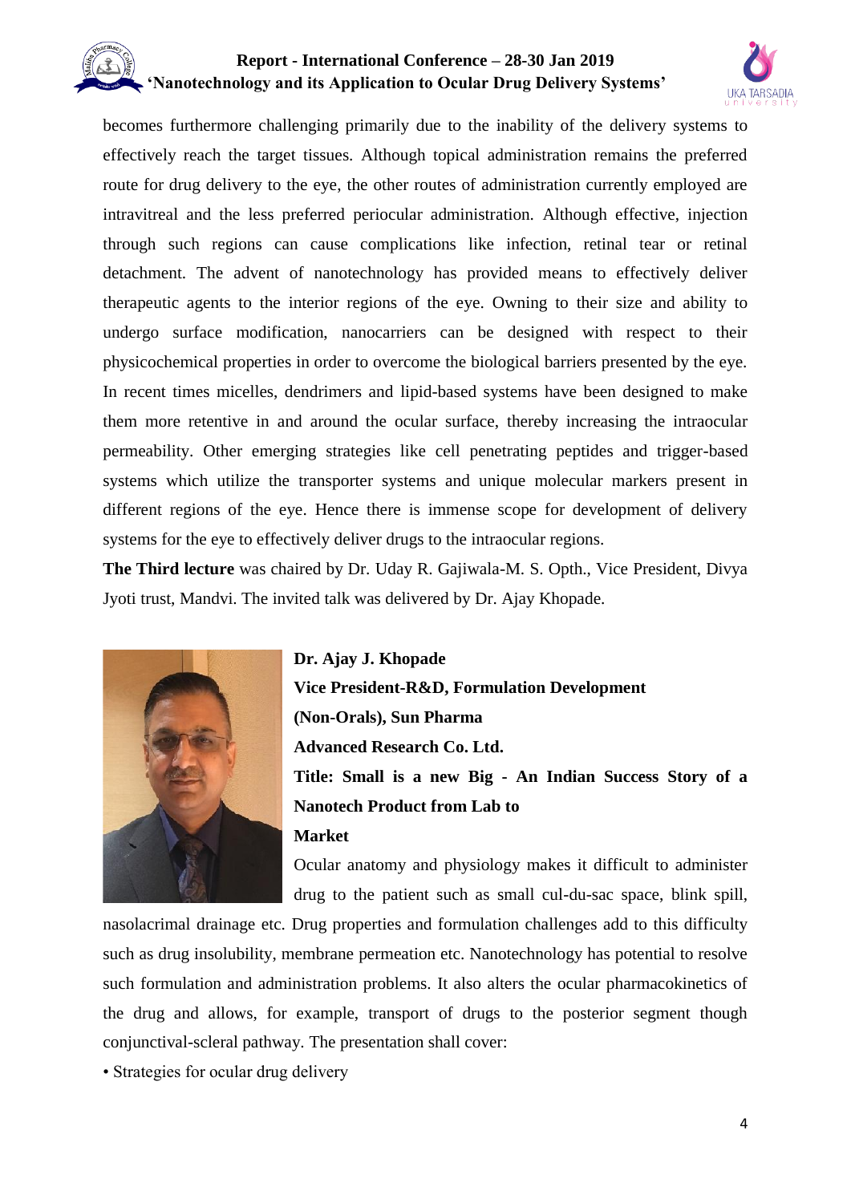becomes furthermore challenging primarily due to the inability of the delivery systems to effectively reach the target tissues. Although topical administration remains the preferred route for drug delivery to the eye, the other routes of administration currently employed are intravitreal and the less preferred periocular administration. Although effective, injection through such regions can cause complications like infection, retinal tear or retinal detachment. The advent of nanotechnology has provided means to effectively deliver therapeutic agents to the interior regions of the eye. Owning to their size and ability to undergo surface modification, nanocarriers can be designed with respect to their physicochemical properties in order to overcome the biological barriers presented by the eye. In recent times micelles, dendrimers and lipid-based systems have been designed to make them more retentive in and around the ocular surface, thereby increasing the intraocular permeability. Other emerging strategies like cell penetrating peptides and trigger-based systems which utilize the transporter systems and unique molecular markers present in different regions of the eye. Hence there is immense scope for development of delivery systems for the eye to effectively deliver drugs to the intraocular regions.

**The Third lecture** was chaired by Dr. Uday R. Gajiwala-M. S. Opth., Vice President, Divya Jyoti trust, Mandvi. The invited talk was delivered by Dr. Ajay Khopade.

**Dr. Ajay J. Khopade**

**Vice President-R&D, Formulation Development (Non-Orals), Sun Pharma Advanced Research Co. Ltd.**

**Title: Small is a new Big - An Indian Success Story of a Nanotech Product from Lab to Market**

Ocular anatomy and physiology makes it difficult to administer drug to the patient such as small cul-du-sac space, blink spill, nasolacrimal drainage etc. Drug properties and formulation challenges add to this difficulty such as drug insolubility, membrane permeation etc. Nanotechnology has potential to resolve such formulation and administration problems. It also alters the ocular pharmacokinetics of the drug and allows, for example, transport of drugs to the posterior segment though conjunctival-scleral pathway. The presentation shall cover:

• Strategies for ocular drug delivery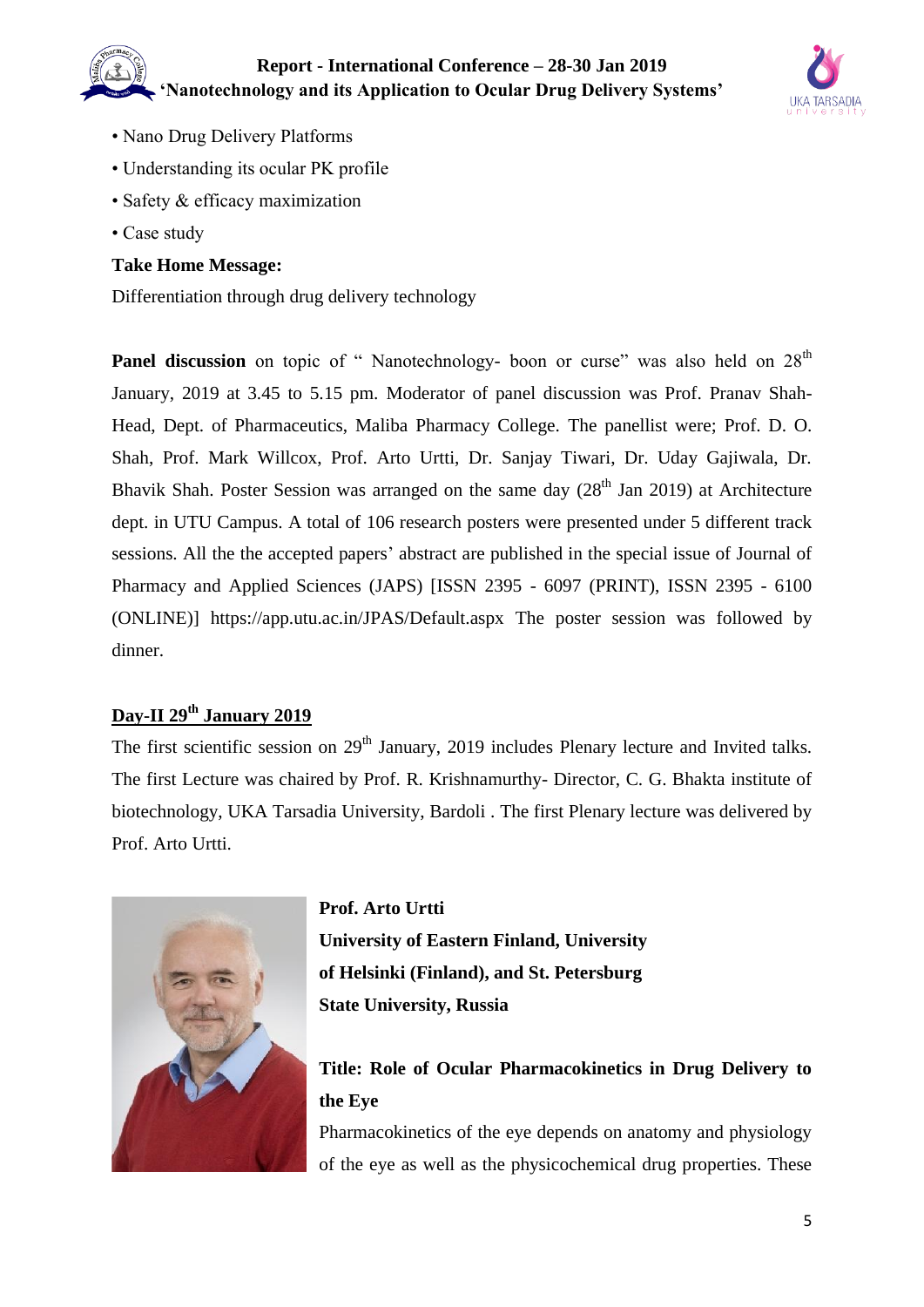- Nano Drug Delivery Platforms
- Understanding its ocular PK profile
- Safety & efficacy maximization
- Case study

**Take Home Message:**

Differentiation through drug delivery technology

**Panel discussion** on topic of " Nanotechnology- boon or curse" was also held on 28th January, 2019 at 3.45 to 5.15 pm. Moderator of panel discussion was Prof. Pranav Shah-Head, Dept. of Pharmaceutics, Maliba Pharmacy College. The panellist were; Prof. D. O. Shah, Prof. Mark Willcox, Prof. Arto Urtti, Dr. Sanjay Tiwari, Dr. Uday Gajiwala, Dr. Bhavik Shah. Poster Session was arranged on the same day (28th Jan 2019) at Architecture dept. in UTU Campus. A total of 106 research posters were presented under 5 different track sessions. All the the accepted papers' abstract are published in the special issue of Journal of Pharmacy and Applied Sciences (JAPS) [ISSN 2395 - 6097 (PRINT), ISSN 2395 - 6100 (ONLINE)] https://app.utu.ac.in/JPAS/Default.aspx The poster session was followed by dinner.

## Day-II 29th January 2019

The first scientific session on 29th January, 2019 includes Plenary lecture and Invited talks. The first Lecture was chaired by Prof. R. Krishnamurthy- Director, C. G. Bhakta institute of biotechnology, UKA Tarsadia University, Bardoli . The first Plenary lecture was delivered by Prof. Arto Urtti.

**Prof. Arto Urtti**
**University of Eastern Finland, University of Helsinki (Finland), and St. Petersburg State University, Russia**

**Title: Role of Ocular Pharmacokinetics in Drug Delivery to the Eye**

Pharmacokinetics of the eye depends on anatomy and physiology of the eye as well as the physicochemical drug properties. These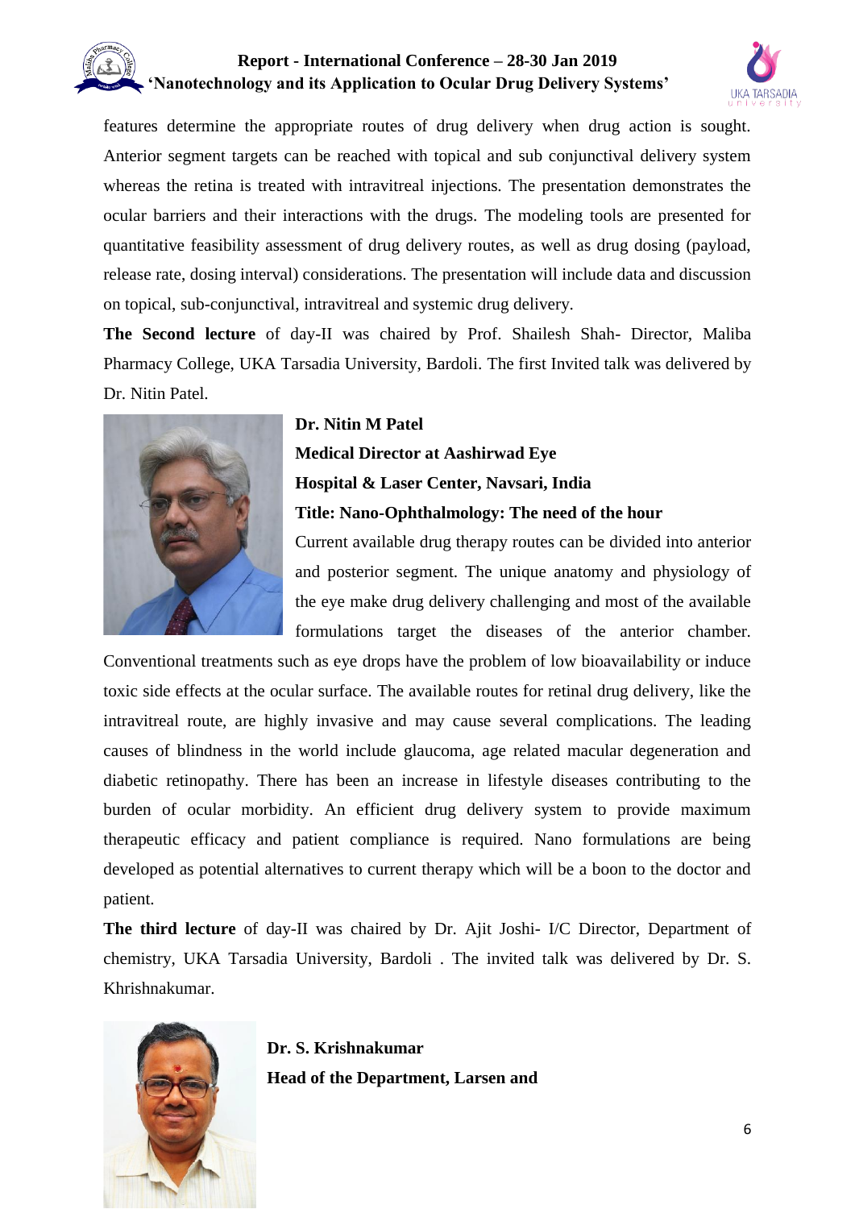features determine the appropriate routes of drug delivery when drug action is sought. Anterior segment targets can be reached with topical and sub conjunctival delivery system whereas the retina is treated with intravitreal injections. The presentation demonstrates the ocular barriers and their interactions with the drugs. The modeling tools are presented for quantitative feasibility assessment of drug delivery routes, as well as drug dosing (payload, release rate, dosing interval) considerations. The presentation will include data and discussion on topical, sub-conjunctival, intravitreal and systemic drug delivery.

**The Second lecture** of day-II was chaired by Prof. Shailesh Shah- Director, Maliba Pharmacy College, UKA Tarsadia University, Bardoli. The first Invited talk was delivered by Dr. Nitin Patel.

**Dr. Nitin M Patel**

**Medical Director at Aashirwad Eye Hospital & Laser Center, Navsari, India**

**Title: Nano-Ophthalmology: The need of the hour**

Current available drug therapy routes can be divided into anterior and posterior segment. The unique anatomy and physiology of the eye make drug delivery challenging and most of the available formulations target the diseases of the anterior chamber. Conventional treatments such as eye drops have the problem of low bioavailability or induce toxic side effects at the ocular surface. The available routes for retinal drug delivery, like the intravitreal route, are highly invasive and may cause several complications. The leading causes of blindness in the world include glaucoma, age related macular degeneration and diabetic retinopathy. There has been an increase in lifestyle diseases contributing to the burden of ocular morbidity. An efficient drug delivery system to provide maximum therapeutic efficacy and patient compliance is required. Nano formulations are being developed as potential alternatives to current therapy which will be a boon to the doctor and patient.

**The third lecture** of day-II was chaired by Dr. Ajit Joshi- I/C Director, Department of chemistry, UKA Tarsadia University, Bardoli . The invited talk was delivered by Dr. S. Khrishnakumar.

**Dr. S. Krishnakumar**

**Head of the Department, Larsen and**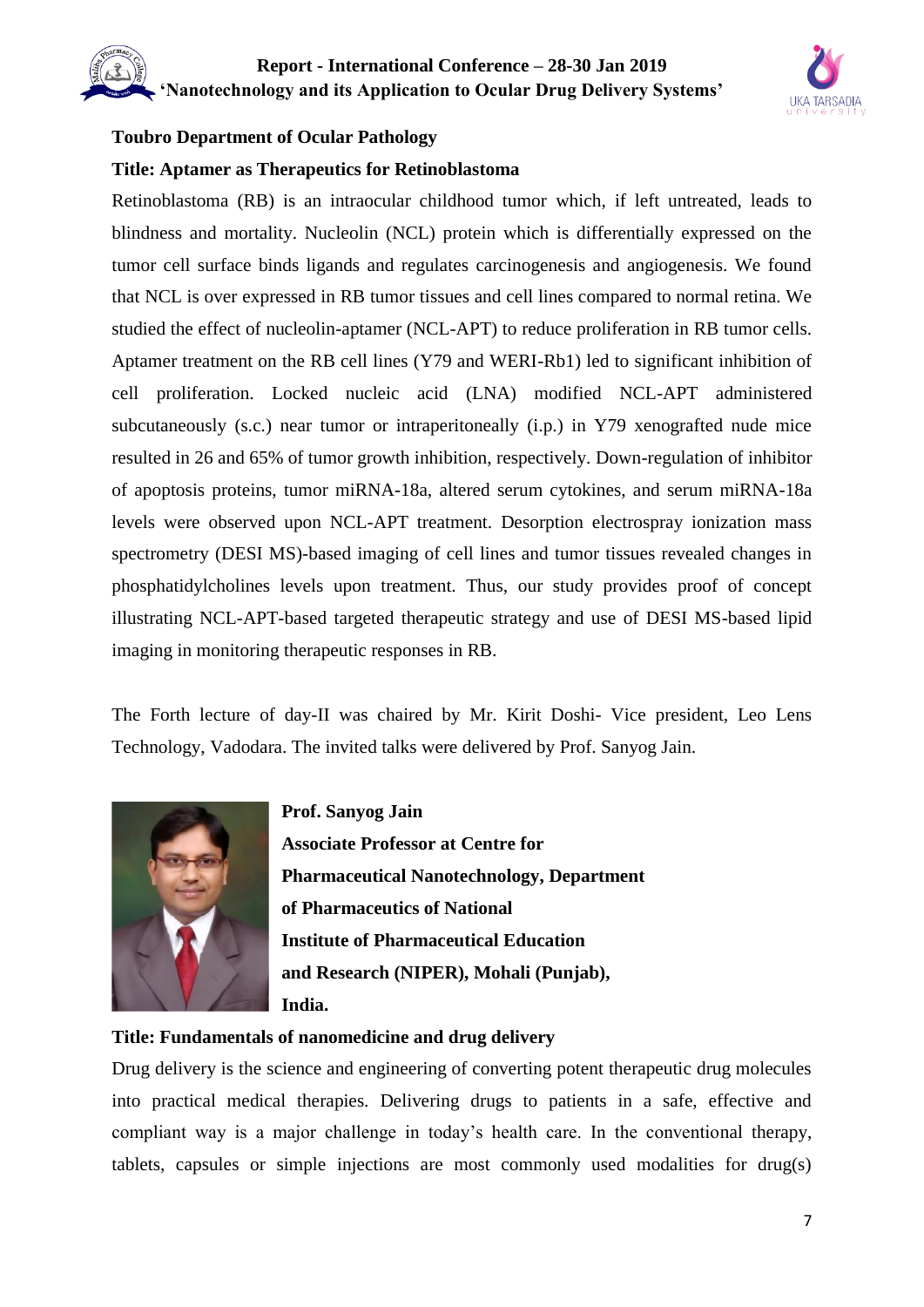**Toubro Department of Ocular Pathology**

**Title: Aptamer as Therapeutics for Retinoblastoma**

Retinoblastoma (RB) is an intraocular childhood tumor which, if left untreated, leads to blindness and mortality. Nucleolin (NCL) protein which is differentially expressed on the tumor cell surface binds ligands and regulates carcinogenesis and angiogenesis. We found that NCL is over expressed in RB tumor tissues and cell lines compared to normal retina. We studied the effect of nucleolin-aptamer (NCL-APT) to reduce proliferation in RB tumor cells. Aptamer treatment on the RB cell lines (Y79 and WERI-Rb1) led to significant inhibition of cell proliferation. Locked nucleic acid (LNA) modified NCL-APT administered subcutaneously (s.c.) near tumor or intraperitoneally (i.p.) in Y79 xenografted nude mice resulted in 26 and 65% of tumor growth inhibition, respectively. Down-regulation of inhibitor of apoptosis proteins, tumor miRNA-18a, altered serum cytokines, and serum miRNA-18a levels were observed upon NCL-APT treatment. Desorption electrospray ionization mass spectrometry (DESI MS)-based imaging of cell lines and tumor tissues revealed changes in phosphatidylcholines levels upon treatment. Thus, our study provides proof of concept illustrating NCL-APT-based targeted therapeutic strategy and use of DESI MS-based lipid imaging in monitoring therapeutic responses in RB.

The Forth lecture of day-II was chaired by Mr. Kirit Doshi- Vice president, Leo Lens Technology, Vadodara. The invited talks were delivered by Prof. Sanyog Jain.

**Prof. Sanyog Jain**
**Associate Professor at Centre for Pharmaceutical Nanotechnology, Department of Pharmaceutics of National Institute of Pharmaceutical Education and Research (NIPER), Mohali (Punjab), India.**

**Title: Fundamentals of nanomedicine and drug delivery**

Drug delivery is the science and engineering of converting potent therapeutic drug molecules into practical medical therapies. Delivering drugs to patients in a safe, effective and compliant way is a major challenge in today's health care. In the conventional therapy, tablets, capsules or simple injections are most commonly used modalities for drug(s)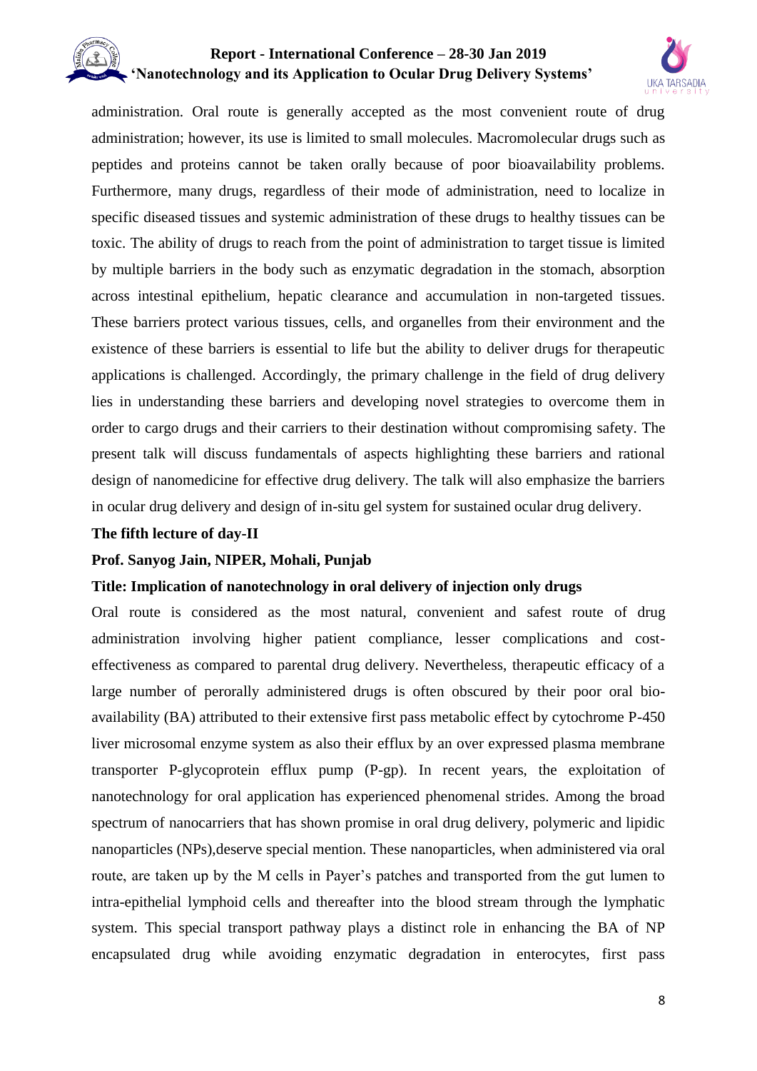administration. Oral route is generally accepted as the most convenient route of drug administration; however, its use is limited to small molecules. Macromolecular drugs such as peptides and proteins cannot be taken orally because of poor bioavailability problems. Furthermore, many drugs, regardless of their mode of administration, need to localize in specific diseased tissues and systemic administration of these drugs to healthy tissues can be toxic. The ability of drugs to reach from the point of administration to target tissue is limited by multiple barriers in the body such as enzymatic degradation in the stomach, absorption across intestinal epithelium, hepatic clearance and accumulation in non-targeted tissues. These barriers protect various tissues, cells, and organelles from their environment and the existence of these barriers is essential to life but the ability to deliver drugs for therapeutic applications is challenged. Accordingly, the primary challenge in the field of drug delivery lies in understanding these barriers and developing novel strategies to overcome them in order to cargo drugs and their carriers to their destination without compromising safety. The present talk will discuss fundamentals of aspects highlighting these barriers and rational design of nanomedicine for effective drug delivery. The talk will also emphasize the barriers in ocular drug delivery and design of in-situ gel system for sustained ocular drug delivery.

**The fifth lecture of day-II**

**Prof. Sanyog Jain, NIPER, Mohali, Punjab**

**Title: Implication of nanotechnology in oral delivery of injection only drugs**

Oral route is considered as the most natural, convenient and safest route of drug administration involving higher patient compliance, lesser complications and cost-effectiveness as compared to parental drug delivery. Nevertheless, therapeutic efficacy of a large number of perorally administered drugs is often obscured by their poor oral bio-availability (BA) attributed to their extensive first pass metabolic effect by cytochrome P-450 liver microsomal enzyme system as also their efflux by an over expressed plasma membrane transporter P-glycoprotein efflux pump (P-gp). In recent years, the exploitation of nanotechnology for oral application has experienced phenomenal strides. Among the broad spectrum of nanocarriers that has shown promise in oral drug delivery, polymeric and lipidic nanoparticles (NPs),deserve special mention. These nanoparticles, when administered via oral route, are taken up by the M cells in Payer's patches and transported from the gut lumen to intra-epithelial lymphoid cells and thereafter into the blood stream through the lymphatic system. This special transport pathway plays a distinct role in enhancing the BA of NP encapsulated drug while avoiding enzymatic degradation in enterocytes, first pass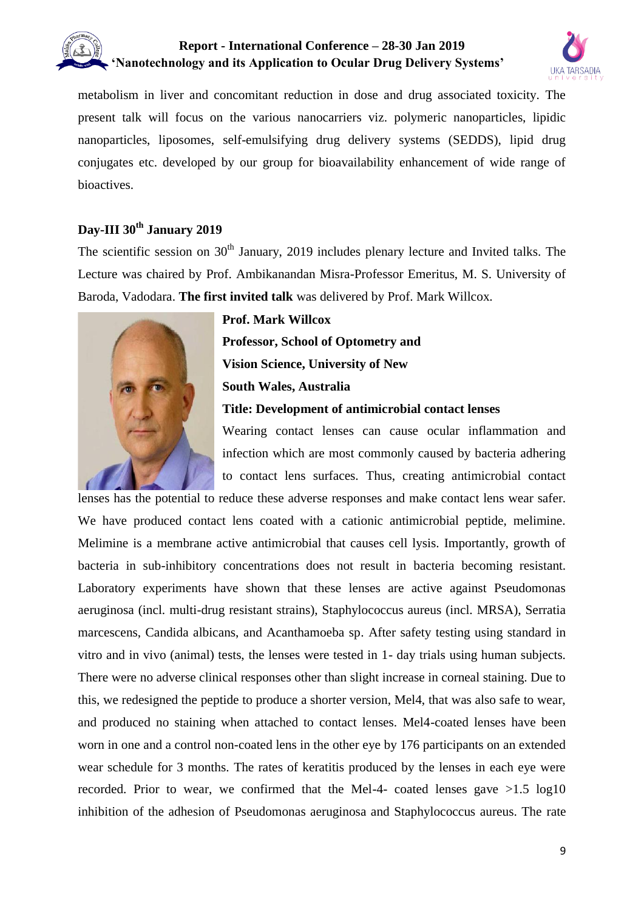metabolism in liver and concomitant reduction in dose and drug associated toxicity. The present talk will focus on the various nanocarriers viz. polymeric nanoparticles, lipidic nanoparticles, liposomes, self-emulsifying drug delivery systems (SEDDS), lipid drug conjugates etc. developed by our group for bioavailability enhancement of wide range of bioactives.

## Day-III 30th January 2019

The scientific session on 30th January, 2019 includes plenary lecture and Invited talks. The Lecture was chaired by Prof. Ambikanandan Misra-Professor Emeritus, M. S. University of Baroda, Vadodara. **The first invited talk** was delivered by Prof. Mark Willcox.

**Prof. Mark Willcox**
**Professor, School of Optometry and Vision Science, University of New South Wales, Australia**

**Title: Development of antimicrobial contact lenses**

Wearing contact lenses can cause ocular inflammation and infection which are most commonly caused by bacteria adhering to contact lens surfaces. Thus, creating antimicrobial contact lenses has the potential to reduce these adverse responses and make contact lens wear safer. We have produced contact lens coated with a cationic antimicrobial peptide, melimine. Melimine is a membrane active antimicrobial that causes cell lysis. Importantly, growth of bacteria in sub-inhibitory concentrations does not result in bacteria becoming resistant. Laboratory experiments have shown that these lenses are active against Pseudomonas aeruginosa (incl. multi-drug resistant strains), Staphylococcus aureus (incl. MRSA), Serratia marcescens, Candida albicans, and Acanthamoeba sp. After safety testing using standard in vitro and in vivo (animal) tests, the lenses were tested in 1- day trials using human subjects. There were no adverse clinical responses other than slight increase in corneal staining. Due to this, we redesigned the peptide to produce a shorter version, Mel4, that was also safe to wear, and produced no staining when attached to contact lenses. Mel4-coated lenses have been worn in one and a control non-coated lens in the other eye by 176 participants on an extended wear schedule for 3 months. The rates of keratitis produced by the lenses in each eye were recorded. Prior to wear, we confirmed that the Mel-4- coated lenses gave >1.5 log10 inhibition of the adhesion of Pseudomonas aeruginosa and Staphylococcus aureus. The rate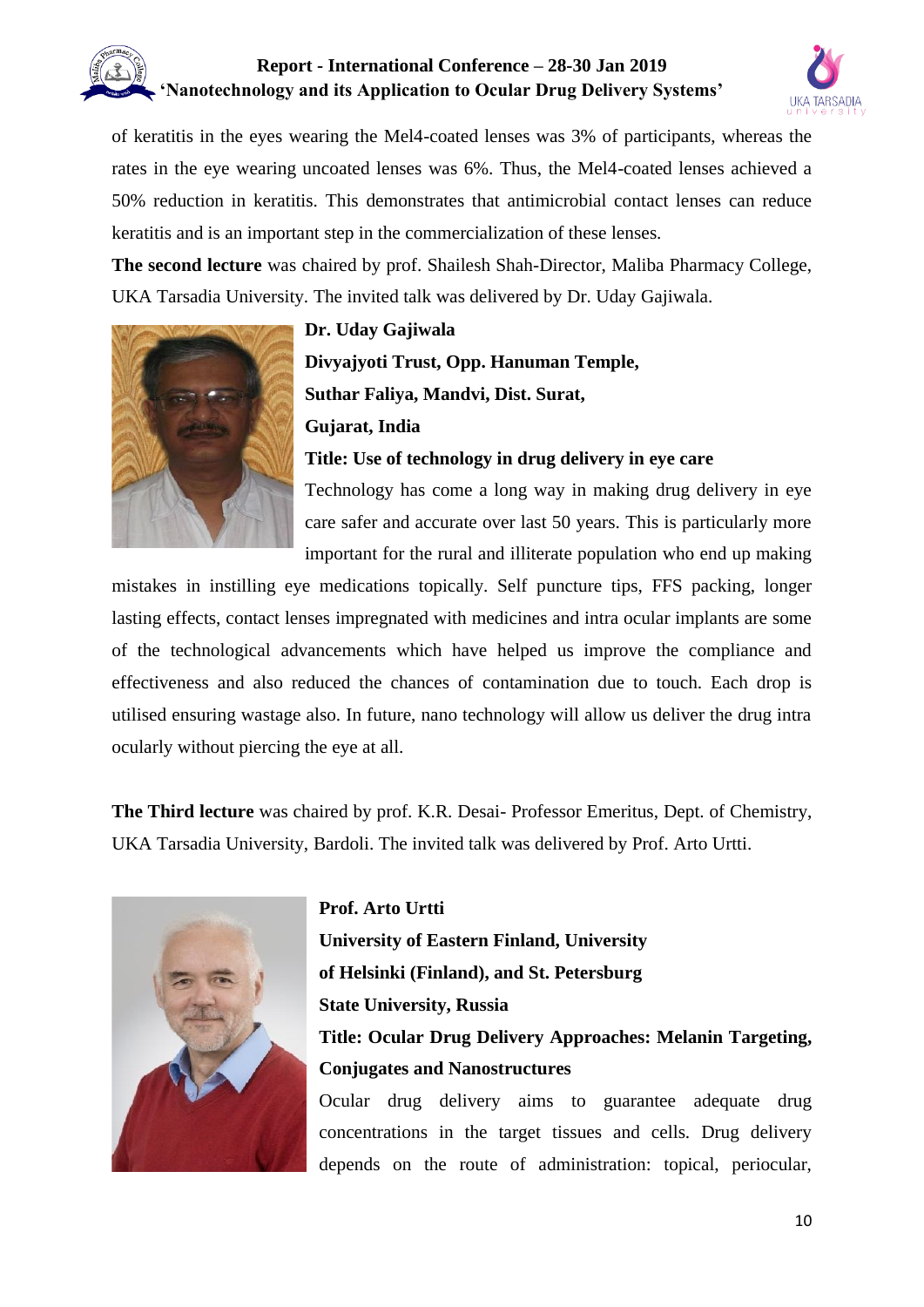of keratitis in the eyes wearing the Mel4-coated lenses was 3% of participants, whereas the rates in the eye wearing uncoated lenses was 6%. Thus, the Mel4-coated lenses achieved a 50% reduction in keratitis. This demonstrates that antimicrobial contact lenses can reduce keratitis and is an important step in the commercialization of these lenses.

**The second lecture** was chaired by prof. Shailesh Shah-Director, Maliba Pharmacy College, UKA Tarsadia University. The invited talk was delivered by Dr. Uday Gajiwala.

**Dr. Uday Gajiwala**
**Divyajyoti Trust, Opp. Hanuman Temple,**
**Suthar Faliya, Mandvi, Dist. Surat,**
**Gujarat, India**

**Title: Use of technology in drug delivery in eye care**

Technology has come a long way in making drug delivery in eye care safer and accurate over last 50 years. This is particularly more important for the rural and illiterate population who end up making mistakes in instilling eye medications topically. Self puncture tips, FFS packing, longer lasting effects, contact lenses impregnated with medicines and intra ocular implants are some of the technological advancements which have helped us improve the compliance and effectiveness and also reduced the chances of contamination due to touch. Each drop is utilised ensuring wastage also. In future, nano technology will allow us deliver the drug intra ocularly without piercing the eye at all.

**The Third lecture** was chaired by prof. K.R. Desai- Professor Emeritus, Dept. of Chemistry, UKA Tarsadia University, Bardoli. The invited talk was delivered by Prof. Arto Urtti.

**Prof. Arto Urtti**
**University of Eastern Finland, University of Helsinki (Finland), and St. Petersburg State University, Russia**

**Title: Ocular Drug Delivery Approaches: Melanin Targeting, Conjugates and Nanostructures**

Ocular drug delivery aims to guarantee adequate drug concentrations in the target tissues and cells. Drug delivery depends on the route of administration: topical, periocular,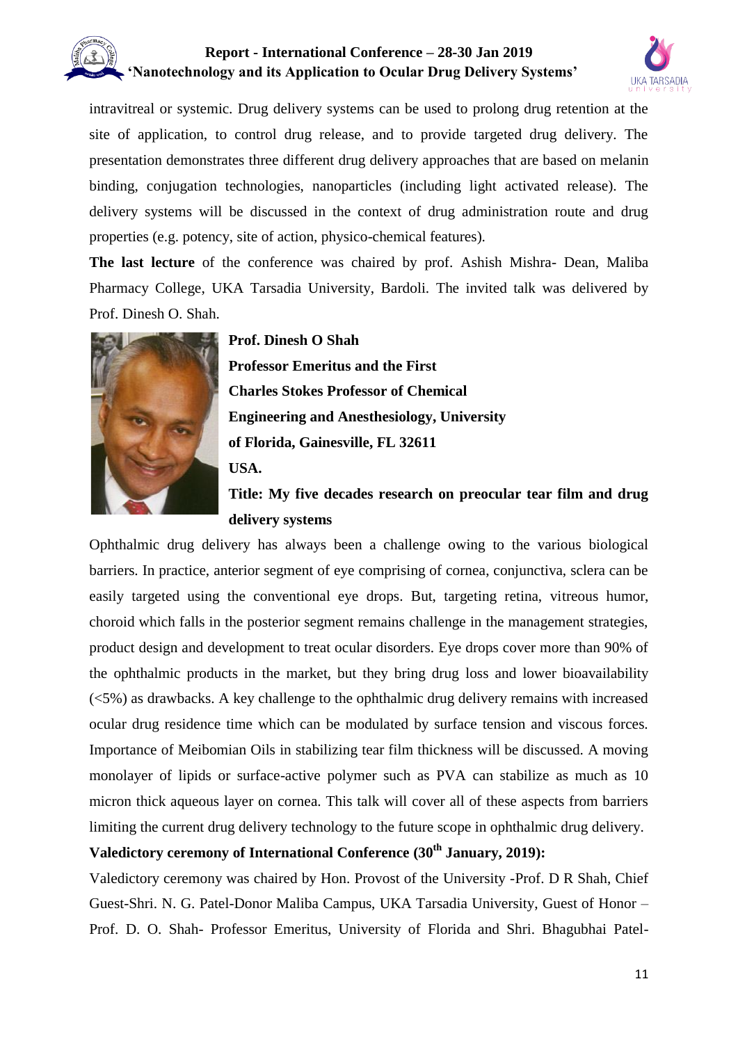intravitreal or systemic. Drug delivery systems can be used to prolong drug retention at the site of application, to control drug release, and to provide targeted drug delivery. The presentation demonstrates three different drug delivery approaches that are based on melanin binding, conjugation technologies, nanoparticles (including light activated release). The delivery systems will be discussed in the context of drug administration route and drug properties (e.g. potency, site of action, physico-chemical features).

**The last lecture** of the conference was chaired by prof. Ashish Mishra- Dean, Maliba Pharmacy College, UKA Tarsadia University, Bardoli. The invited talk was delivered by Prof. Dinesh O. Shah.

**Prof. Dinesh O Shah**
**Professor Emeritus and the First Charles Stokes Professor of Chemical Engineering and Anesthesiology, University of Florida, Gainesville, FL 32611 USA.**

**Title: My five decades research on preocular tear film and drug delivery systems**

Ophthalmic drug delivery has always been a challenge owing to the various biological barriers. In practice, anterior segment of eye comprising of cornea, conjunctiva, sclera can be easily targeted using the conventional eye drops. But, targeting retina, vitreous humor, choroid which falls in the posterior segment remains challenge in the management strategies, product design and development to treat ocular disorders. Eye drops cover more than 90% of the ophthalmic products in the market, but they bring drug loss and lower bioavailability (<5%) as drawbacks. A key challenge to the ophthalmic drug delivery remains with increased ocular drug residence time which can be modulated by surface tension and viscous forces. Importance of Meibomian Oils in stabilizing tear film thickness will be discussed. A moving monolayer of lipids or surface-active polymer such as PVA can stabilize as much as 10 micron thick aqueous layer on cornea. This talk will cover all of these aspects from barriers limiting the current drug delivery technology to the future scope in ophthalmic drug delivery.

**Valedictory ceremony of International Conference (30th January, 2019):**

Valedictory ceremony was chaired by Hon. Provost of the University -Prof. D R Shah, Chief Guest-Shri. N. G. Patel-Donor Maliba Campus, UKA Tarsadia University, Guest of Honor – Prof. D. O. Shah- Professor Emeritus, University of Florida and Shri. Bhagubhai Patel-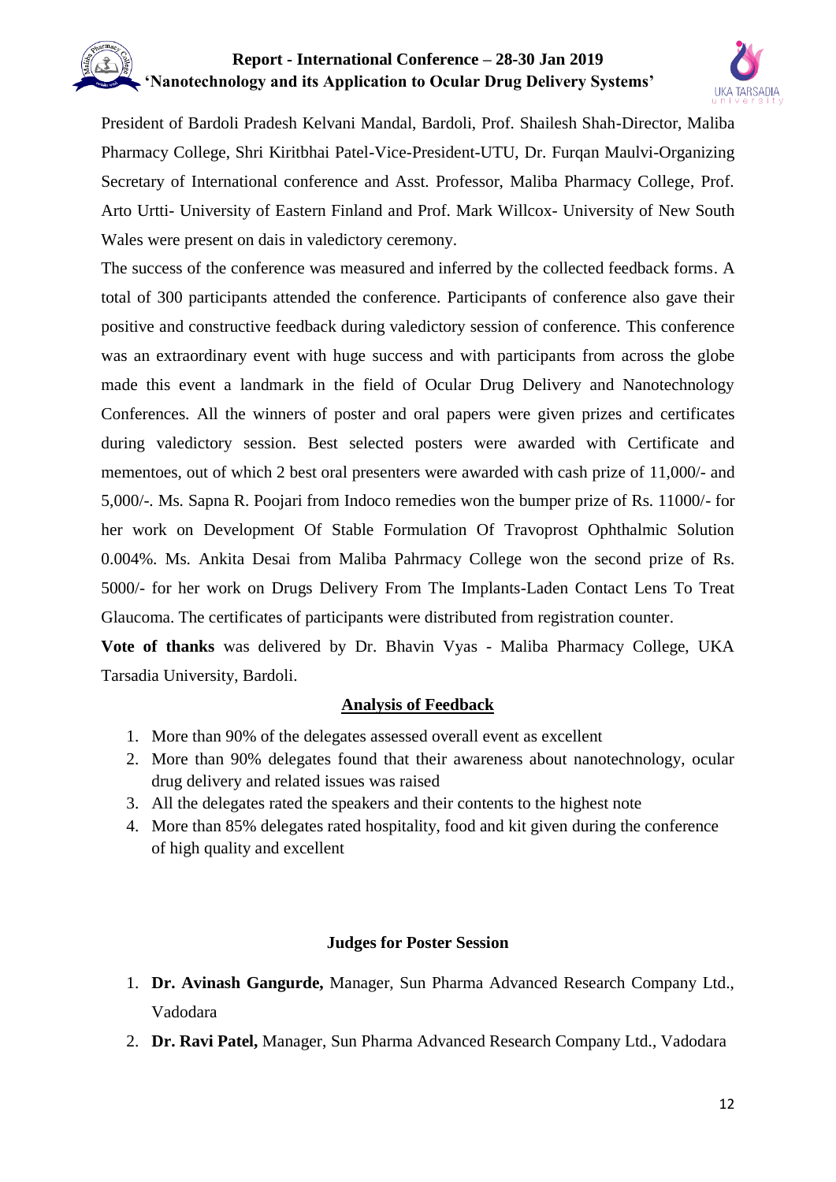President of Bardoli Pradesh Kelvani Mandal, Bardoli, Prof. Shailesh Shah-Director, Maliba Pharmacy College, Shri Kiritbhai Patel-Vice-President-UTU, Dr. Furqan Maulvi-Organizing Secretary of International conference and Asst. Professor, Maliba Pharmacy College, Prof. Arto Urtti- University of Eastern Finland and Prof. Mark Willcox- University of New South Wales were present on dais in valedictory ceremony.

The success of the conference was measured and inferred by the collected feedback forms. A total of 300 participants attended the conference. Participants of conference also gave their positive and constructive feedback during valedictory session of conference. This conference was an extraordinary event with huge success and with participants from across the globe made this event a landmark in the field of Ocular Drug Delivery and Nanotechnology Conferences. All the winners of poster and oral papers were given prizes and certificates during valedictory session. Best selected posters were awarded with Certificate and mementoes, out of which 2 best oral presenters were awarded with cash prize of 11,000/- and 5,000/-. Ms. Sapna R. Poojari from Indoco remedies won the bumper prize of Rs. 11000/- for her work on Development Of Stable Formulation Of Travoprost Ophthalmic Solution 0.004%. Ms. Ankita Desai from Maliba Pahrmacy College won the second prize of Rs. 5000/- for her work on Drugs Delivery From The Implants-Laden Contact Lens To Treat Glaucoma. The certificates of participants were distributed from registration counter.

**Vote of thanks** was delivered by Dr. Bhavin Vyas - Maliba Pharmacy College, UKA Tarsadia University, Bardoli.

## Analysis of Feedback

1. More than 90% of the delegates assessed overall event as excellent
2. More than 90% delegates found that their awareness about nanotechnology, ocular drug delivery and related issues was raised
3. All the delegates rated the speakers and their contents to the highest note
4. More than 85% delegates rated hospitality, food and kit given during the conference of high quality and excellent

## Judges for Poster Session

1. **Dr. Avinash Gangurde,** Manager, Sun Pharma Advanced Research Company Ltd., Vadodara
2. **Dr. Ravi Patel,** Manager, Sun Pharma Advanced Research Company Ltd., Vadodara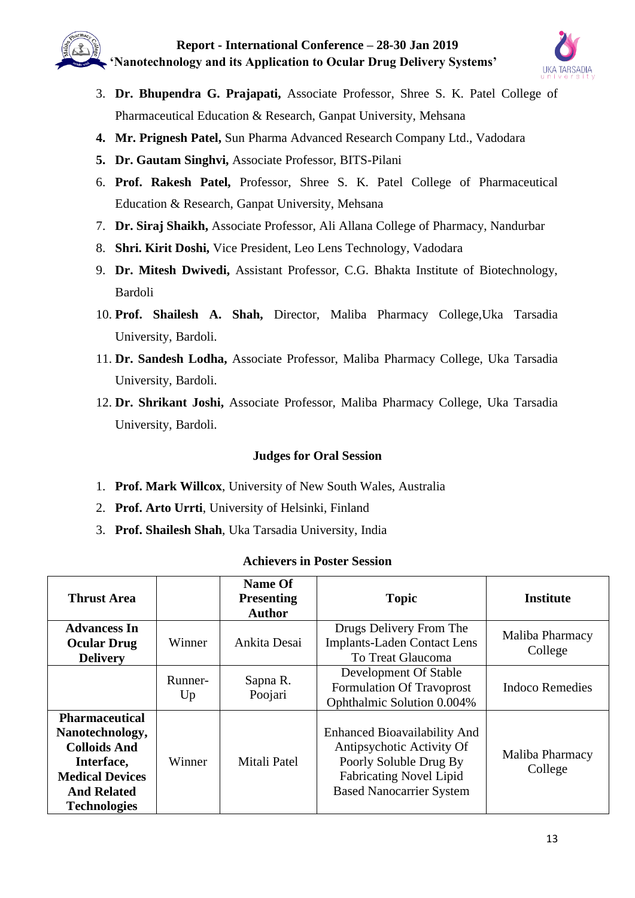3. **Dr. Bhupendra G. Prajapati,** Associate Professor, Shree S. K. Patel College of Pharmaceutical Education & Research, Ganpat University, Mehsana
4. **Mr. Prignesh Patel,** Sun Pharma Advanced Research Company Ltd., Vadodara
5. **Dr. Gautam Singhvi,** Associate Professor, BITS-Pilani
6. **Prof. Rakesh Patel,** Professor, Shree S. K. Patel College of Pharmaceutical Education & Research, Ganpat University, Mehsana
7. **Dr. Siraj Shaikh,** Associate Professor, Ali Allana College of Pharmacy, Nandurbar
8. **Shri. Kirit Doshi,** Vice President, Leo Lens Technology, Vadodara
9. **Dr. Mitesh Dwivedi,** Assistant Professor, C.G. Bhakta Institute of Biotechnology, Bardoli
10. **Prof. Shailesh A. Shah,** Director, Maliba Pharmacy College,Uka Tarsadia University, Bardoli.
11. **Dr. Sandesh Lodha,** Associate Professor, Maliba Pharmacy College, Uka Tarsadia University, Bardoli.
12. **Dr. Shrikant Joshi,** Associate Professor, Maliba Pharmacy College, Uka Tarsadia University, Bardoli.

### Judges for Oral Session

1. **Prof. Mark Willcox**, University of New South Wales, Australia
2. **Prof. Arto Urrti**, University of Helsinki, Finland
3. **Prof. Shailesh Shah**, Uka Tarsadia University, India

### Achievers in Poster Session

| Thrust Area | | Name Of Presenting Author | Topic | Institute |
|---|---|---|---|---|
| **Advancess In Ocular Drug Delivery** | Winner | Ankita Desai | Drugs Delivery From The Implants-Laden Contact Lens To Treat Glaucoma | Maliba Pharmacy College |
| | Runner-Up | Sapna R. Poojari | Development Of Stable Formulation Of Travoprost Ophthalmic Solution 0.004% | Indoco Remedies |
| **Pharmaceutical Nanotechnology, Colloids And Interface, Medical Devices And Related Technologies** | Winner | Mitali Patel | Enhanced Bioavailability And Antipsychotic Activity Of Poorly Soluble Drug By Fabricating Novel Lipid Based Nanocarrier System | Maliba Pharmacy College |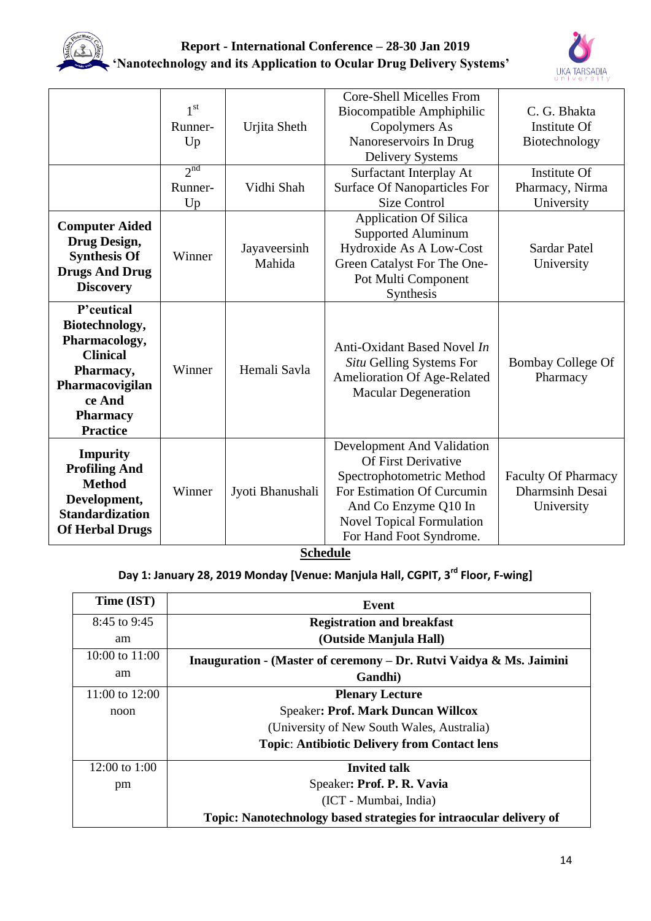| | | | | |
|---|---|---|---|---|
| | 1st Runner-Up | Urjita Sheth | Core-Shell Micelles From Biocompatible Amphiphilic Copolymers As Nanoreservoirs In Drug Delivery Systems | C. G. Bhakta Institute Of Biotechnology |
| | 2nd Runner-Up | Vidhi Shah | Surfactant Interplay At Surface Of Nanoparticles For Size Control | Institute Of Pharmacy, Nirma University |
| **Computer Aided Drug Design, Synthesis Of Drugs And Drug Discovery** | Winner | Jayaveersinh Mahida | Application Of Silica Supported Aluminum Hydroxide As A Low-Cost Green Catalyst For The One-Pot Multi Component Synthesis | Sardar Patel University |
| **P'ceutical Biotechnology, Pharmacology, Clinical Pharmacy, Pharmacovigilance And Pharmacy Practice** | Winner | Hemali Savla | Anti-Oxidant Based Novel *In Situ* Gelling Systems For Amelioration Of Age-Related Macular Degeneration | Bombay College Of Pharmacy |
| **Impurity Profiling And Method Development, Standardization Of Herbal Drugs** | Winner | Jyoti Bhanushali | Development And Validation Of First Derivative Spectrophotometric Method For Estimation Of Curcumin And Co Enzyme Q10 In Novel Topical Formulation For Hand Foot Syndrome. | Faculty Of Pharmacy Dharmsinh Desai University |

## Schedule

**Day 1: January 28, 2019 Monday [Venue: Manjula Hall, CGPIT, 3rd Floor, F-wing]**

| Time (IST) | Event |
|---|---|
| 8:45 to 9:45 am | **Registration and breakfast (Outside Manjula Hall)** |
| 10:00 to 11:00 am | **Inauguration - (Master of ceremony – Dr. Rutvi Vaidya & Ms. Jaimini Gandhi)** |
| 11:00 to 12:00 noon | **Plenary Lecture**<br>Speaker**: Prof. Mark Duncan Willcox**<br>(University of New South Wales, Australia)<br>**Topic**: **Antibiotic Delivery from Contact lens** |
| 12:00 to 1:00 pm | **Invited talk**<br>Speaker**: Prof. P. R. Vavia**<br>(ICT - Mumbai, India)<br>**Topic: Nanotechnology based strategies for intraocular delivery of** |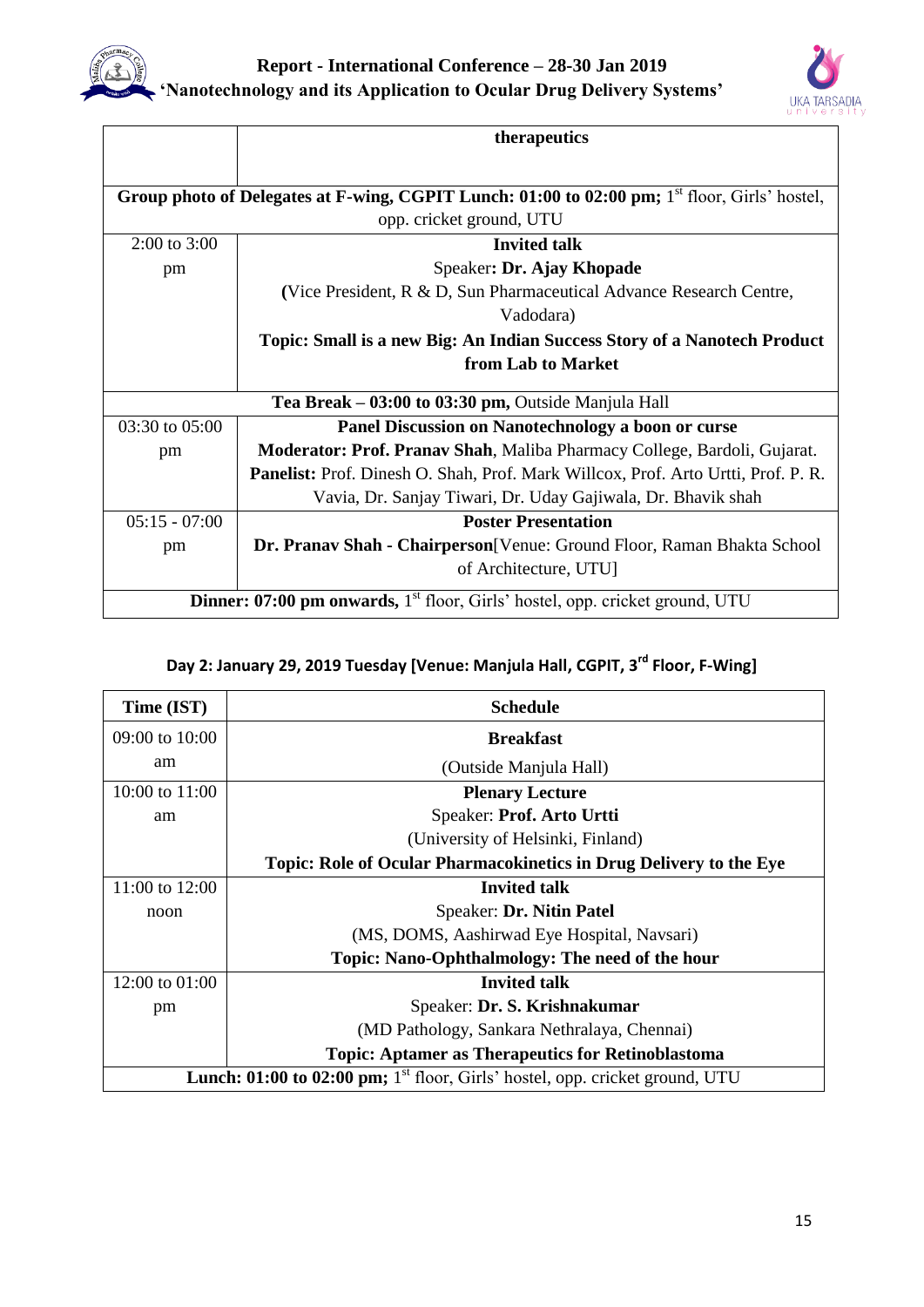| | |
|---|---|
| | **therapeutics** |
| **Group photo of Delegates at F-wing, CGPIT Lunch: 01:00 to 02:00 pm;** 1st floor, Girls' hostel, opp. cricket ground, UTU | |
| 2:00 to 3:00 pm | **Invited talk**<br>Speaker**: Dr. Ajay Khopade**<br>**(**Vice President, R & D, Sun Pharmaceutical Advance Research Centre, Vadodara)<br>**Topic: Small is a new Big: An Indian Success Story of a Nanotech Product from Lab to Market** |
| **Tea Break – 03:00 to 03:30 pm,** Outside Manjula Hall | |
| 03:30 to 05:00 pm | **Panel Discussion on Nanotechnology a boon or curse**<br>**Moderator: Prof. Pranav Shah**, Maliba Pharmacy College, Bardoli, Gujarat.<br>**Panelist:** Prof. Dinesh O. Shah, Prof. Mark Willcox, Prof. Arto Urtti, Prof. P. R. Vavia, Dr. Sanjay Tiwari, Dr. Uday Gajiwala, Dr. Bhavik shah |
| 05:15 - 07:00 pm | **Poster Presentation**<br>**Dr. Pranav Shah - Chairperson**[Venue: Ground Floor, Raman Bhakta School of Architecture, UTU] |
| **Dinner: 07:00 pm onwards,** 1st floor, Girls' hostel, opp. cricket ground, UTU | |

### Day 2: January 29, 2019 Tuesday [Venue: Manjula Hall, CGPIT, 3rd Floor, F-Wing]

| Time (IST) | Schedule |
|---|---|
| 09:00 to 10:00 am | **Breakfast**<br>(Outside Manjula Hall) |
| 10:00 to 11:00 am | **Plenary Lecture**<br>Speaker: **Prof. Arto Urtti**<br>(University of Helsinki, Finland)<br>**Topic: Role of Ocular Pharmacokinetics in Drug Delivery to the Eye** |
| 11:00 to 12:00 noon | **Invited talk**<br>Speaker: **Dr. Nitin Patel**<br>(MS, DOMS, Aashirwad Eye Hospital, Navsari)<br>**Topic: Nano-Ophthalmology: The need of the hour** |
| 12:00 to 01:00 pm | **Invited talk**<br>Speaker: **Dr. S. Krishnakumar**<br>(MD Pathology, Sankara Nethralaya, Chennai)<br>**Topic: Aptamer as Therapeutics for Retinoblastoma** |
| **Lunch: 01:00 to 02:00 pm;** 1st floor, Girls' hostel, opp. cricket ground, UTU | |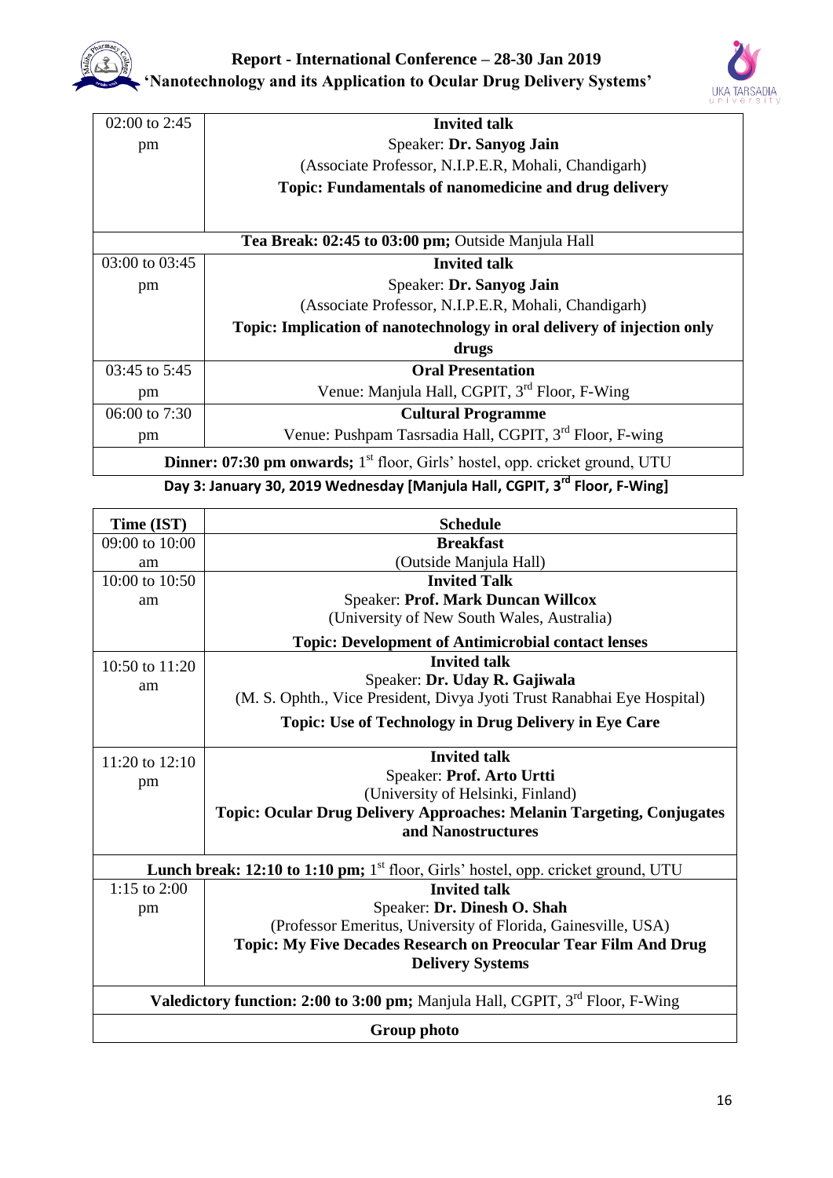| | |
|---|---|
| 02:00 to 2:45 pm | **Invited talk**<br>Speaker: **Dr. Sanyog Jain**<br>(Associate Professor, N.I.P.E.R, Mohali, Chandigarh)<br>**Topic: Fundamentals of nanomedicine and drug delivery** |
| **Tea Break: 02:45 to 03:00 pm;** Outside Manjula Hall | |
| 03:00 to 03:45 pm | **Invited talk**<br>Speaker: **Dr. Sanyog Jain**<br>(Associate Professor, N.I.P.E.R, Mohali, Chandigarh)<br>**Topic: Implication of nanotechnology in oral delivery of injection only drugs** |
| 03:45 to 5:45 pm | **Oral Presentation**<br>Venue: Manjula Hall, CGPIT, 3rd Floor, F-Wing |
| 06:00 to 7:30 pm | **Cultural Programme**<br>Venue: Pushpam Tasrsadia Hall, CGPIT, 3rd Floor, F-wing |
| **Dinner: 07:30 pm onwards;** 1st floor, Girls' hostel, opp. cricket ground, UTU | |

**Day 3: January 30, 2019 Wednesday [Manjula Hall, CGPIT, 3rd Floor, F-Wing]**

| Time (IST) | Schedule |
|---|---|
| 09:00 to 10:00 am | **Breakfast**<br>(Outside Manjula Hall) |
| 10:00 to 10:50 am | **Invited Talk**<br>Speaker: **Prof. Mark Duncan Willcox**<br>(University of New South Wales, Australia)<br>**Topic: Development of Antimicrobial contact lenses** |
| 10:50 to 11:20 am | **Invited talk**<br>Speaker: **Dr. Uday R. Gajiwala**<br>(M. S. Ophth., Vice President, Divya Jyoti Trust Ranabhai Eye Hospital)<br>**Topic: Use of Technology in Drug Delivery in Eye Care** |
| 11:20 to 12:10 pm | **Invited talk**<br>Speaker: **Prof. Arto Urtti**<br>(University of Helsinki, Finland)<br>**Topic: Ocular Drug Delivery Approaches: Melanin Targeting, Conjugates and Nanostructures** |
| **Lunch break: 12:10 to 1:10 pm;** 1st floor, Girls' hostel, opp. cricket ground, UTU | |
| 1:15 to 2:00 pm | **Invited talk**<br>Speaker: **Dr. Dinesh O. Shah**<br>(Professor Emeritus, University of Florida, Gainesville, USA)<br>**Topic: My Five Decades Research on Preocular Tear Film And Drug Delivery Systems** |
| **Valedictory function: 2:00 to 3:00 pm;** Manjula Hall, CGPIT, 3rd Floor, F-Wing | |
| **Group photo** | |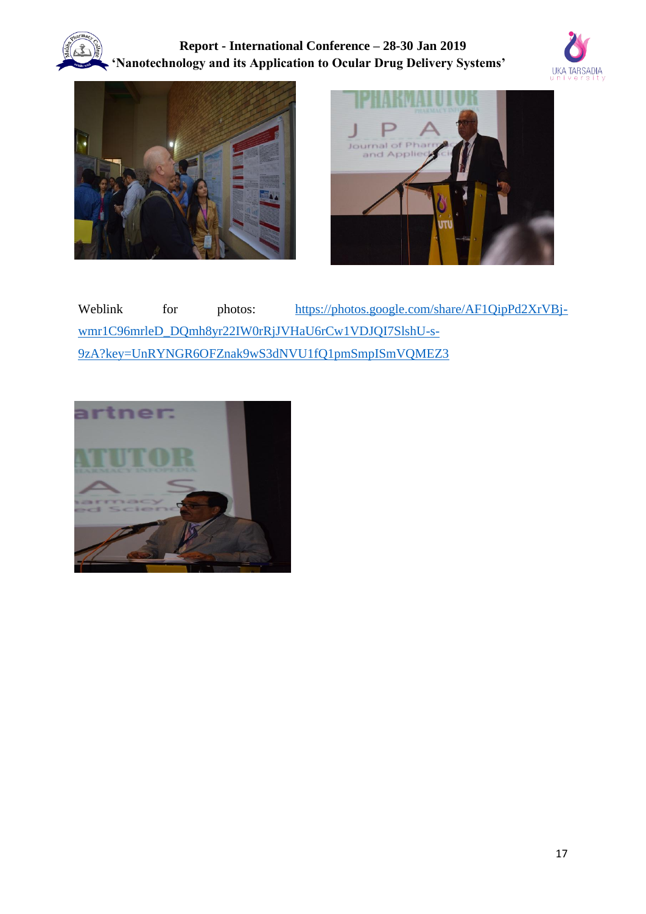Weblink for photos: https://photos.google.com/share/AF1QipPd2XrVBj-wmr1C96mrleD_DQmh8yr22IW0rRjJVHaU6rCw1VDJQI7SlshU-s-9zA?key=UnRYNGR6OFZnak9wS3dNVU1fQ1pmSmpISmVQMEZ3